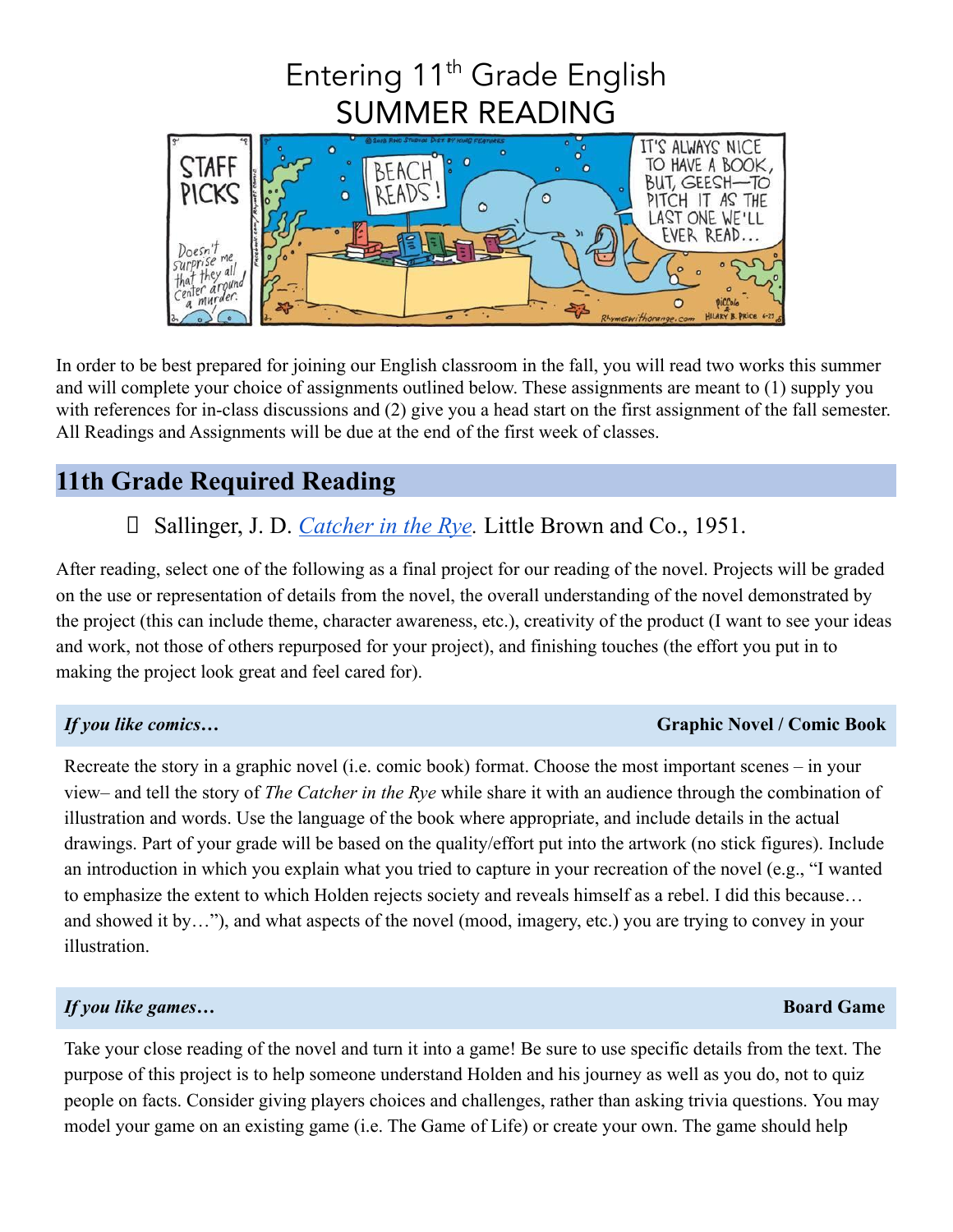# Entering 11th Grade English
# SUMMER READING

In order to be best prepared for joining our English classroom in the fall, you will read two works this summer and will complete your choice of assignments outlined below. These assignments are meant to (1) supply you with references for in-class discussions and (2) give you a head start on the first assignment of the fall semester. All Readings and Assignments will be due at the end of the first week of classes.

## 11th Grade Required Reading

- Sallinger, J. D. *Catcher in the Rye*. Little Brown and Co., 1951.

After reading, select one of the following as a final project for our reading of the novel. Projects will be graded on the use or representation of details from the novel, the overall understanding of the novel demonstrated by the project (this can include theme, character awareness, etc.), creativity of the product (I want to see your ideas and work, not those of others repurposed for your project), and finishing touches (the effort you put in to making the project look great and feel cared for).

***If you like comics…*** **Graphic Novel / Comic Book**

Recreate the story in a graphic novel (i.e. comic book) format. Choose the most important scenes – in your view– and tell the story of *The Catcher in the Rye* while share it with an audience through the combination of illustration and words. Use the language of the book where appropriate, and include details in the actual drawings. Part of your grade will be based on the quality/effort put into the artwork (no stick figures). Include an introduction in which you explain what you tried to capture in your recreation of the novel (e.g., "I wanted to emphasize the extent to which Holden rejects society and reveals himself as a rebel. I did this because… and showed it by…"), and what aspects of the novel (mood, imagery, etc.) you are trying to convey in your illustration.

***If you like games…*** **Board Game**

Take your close reading of the novel and turn it into a game! Be sure to use specific details from the text. The purpose of this project is to help someone understand Holden and his journey as well as you do, not to quiz people on facts. Consider giving players choices and challenges, rather than asking trivia questions. You may model your game on an existing game (i.e. The Game of Life) or create your own. The game should help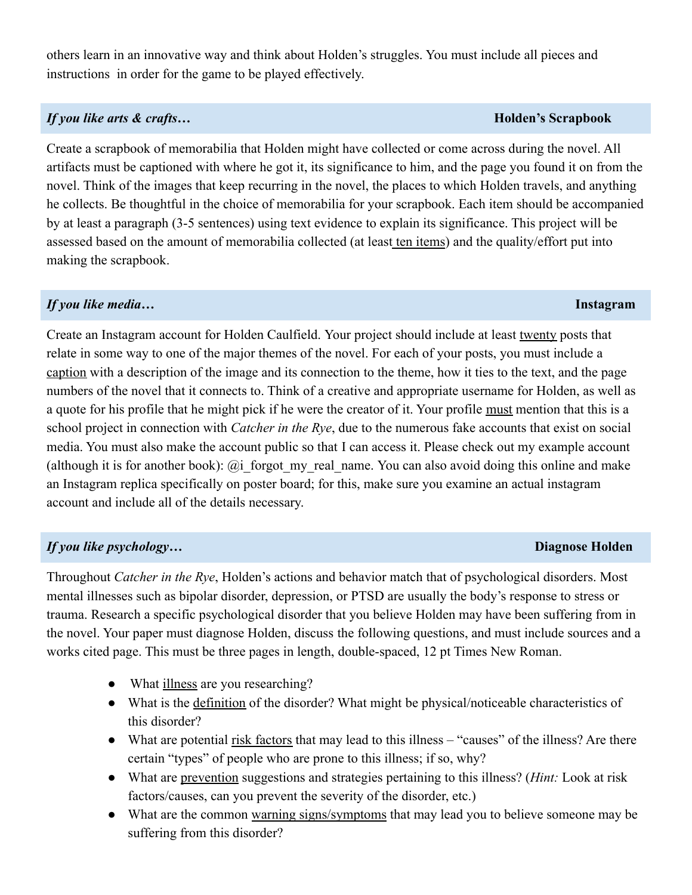others learn in an innovative way and think about Holden's struggles. You must include all pieces and instructions in order for the game to be played effectively.

### *If you like arts & crafts…* **Holden's Scrapbook**

Create a scrapbook of memorabilia that Holden might have collected or come across during the novel. All artifacts must be captioned with where he got it, its significance to him, and the page you found it on from the novel. Think of the images that keep recurring in the novel, the places to which Holden travels, and anything he collects. Be thoughtful in the choice of memorabilia for your scrapbook. Each item should be accompanied by at least a paragraph (3-5 sentences) using text evidence to explain its significance. This project will be assessed based on the amount of memorabilia collected (at least <u>ten items</u>) and the quality/effort put into making the scrapbook.

### *If you like media…* **Instagram**

Create an Instagram account for Holden Caulfield. Your project should include at least <u>twenty</u> posts that relate in some way to one of the major themes of the novel. For each of your posts, you must include a <u>caption</u> with a description of the image and its connection to the theme, how it ties to the text, and the page numbers of the novel that it connects to. Think of a creative and appropriate username for Holden, as well as a quote for his profile that he might pick if he were the creator of it. Your profile <u>must</u> mention that this is a school project in connection with *Catcher in the Rye*, due to the numerous fake accounts that exist on social media. You must also make the account public so that I can access it. Please check out my example account (although it is for another book): @i_forgot_my_real_name. You can also avoid doing this online and make an Instagram replica specifically on poster board; for this, make sure you examine an actual instagram account and include all of the details necessary.

### *If you like psychology…* **Diagnose Holden**

Throughout *Catcher in the Rye*, Holden's actions and behavior match that of psychological disorders. Most mental illnesses such as bipolar disorder, depression, or PTSD are usually the body's response to stress or trauma. Research a specific psychological disorder that you believe Holden may have been suffering from in the novel. Your paper must diagnose Holden, discuss the following questions, and must include sources and a works cited page. This must be three pages in length, double-spaced, 12 pt Times New Roman.

- What <u>illness</u> are you researching?
- What is the <u>definition</u> of the disorder? What might be physical/noticeable characteristics of this disorder?
- What are potential <u>risk factors</u> that may lead to this illness – "causes" of the illness? Are there certain "types" of people who are prone to this illness; if so, why?
- What are <u>prevention</u> suggestions and strategies pertaining to this illness? (*Hint:* Look at risk factors/causes, can you prevent the severity of the disorder, etc.)
- What are the common <u>warning signs/symptoms</u> that may lead you to believe someone may be suffering from this disorder?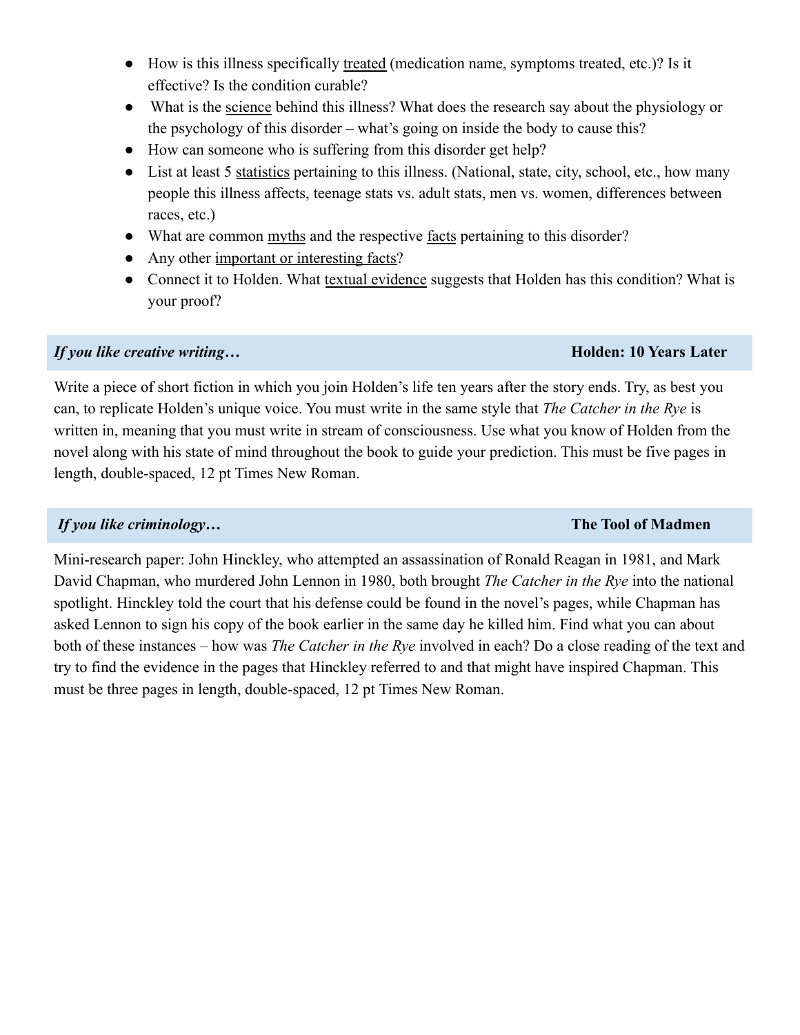- How is this illness specifically <u>treated</u> (medication name, symptoms treated, etc.)? Is it effective? Is the condition curable?
- What is the <u>science</u> behind this illness? What does the research say about the physiology or the psychology of this disorder – what's going on inside the body to cause this?
- How can someone who is suffering from this disorder get help?
- List at least 5 <u>statistics</u> pertaining to this illness. (National, state, city, school, etc., how many people this illness affects, teenage stats vs. adult stats, men vs. women, differences between races, etc.)
- What are common <u>myths</u> and the respective <u>facts</u> pertaining to this disorder?
- Any other <u>important or interesting facts</u>?
- Connect it to Holden. What <u>textual evidence</u> suggests that Holden has this condition? What is your proof?

## ***If you like creative writing…*** — **Holden: 10 Years Later**

Write a piece of short fiction in which you join Holden's life ten years after the story ends. Try, as best you can, to replicate Holden's unique voice. You must write in the same style that *The Catcher in the Rye* is written in, meaning that you must write in stream of consciousness. Use what you know of Holden from the novel along with his state of mind throughout the book to guide your prediction. This must be five pages in length, double-spaced, 12 pt Times New Roman.

## ***If you like criminology…*** — **The Tool of Madmen**

Mini-research paper: John Hinckley, who attempted an assassination of Ronald Reagan in 1981, and Mark David Chapman, who murdered John Lennon in 1980, both brought *The Catcher in the Rye* into the national spotlight. Hinckley told the court that his defense could be found in the novel's pages, while Chapman has asked Lennon to sign his copy of the book earlier in the same day he killed him. Find what you can about both of these instances – how was *The Catcher in the Rye* involved in each? Do a close reading of the text and try to find the evidence in the pages that Hinckley referred to and that might have inspired Chapman. This must be three pages in length, double-spaced, 12 pt Times New Roman.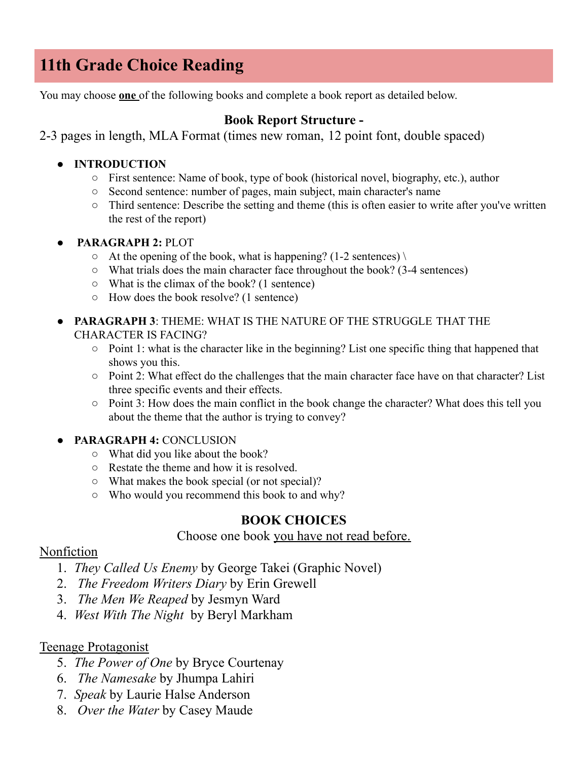# 11th Grade Choice Reading

You may choose **one** of the following books and complete a book report as detailed below.

**Book Report Structure -**

2-3 pages in length, MLA Format (times new roman, 12 point font, double spaced)

- **INTRODUCTION**
  - First sentence: Name of book, type of book (historical novel, biography, etc.), author
  - Second sentence: number of pages, main subject, main character's name
  - Third sentence: Describe the setting and theme (this is often easier to write after you've written the rest of the report)
- **PARAGRAPH 2:** PLOT
  - At the opening of the book, what is happening? (1-2 sentences) \
  - What trials does the main character face throughout the book? (3-4 sentences)
  - What is the climax of the book? (1 sentence)
  - How does the book resolve? (1 sentence)
- **PARAGRAPH 3**: THEME: WHAT IS THE NATURE OF THE STRUGGLE THAT THE CHARACTER IS FACING?
  - Point 1: what is the character like in the beginning? List one specific thing that happened that shows you this.
  - Point 2: What effect do the challenges that the main character face have on that character? List three specific events and their effects.
  - Point 3: How does the main conflict in the book change the character? What does this tell you about the theme that the author is trying to convey?
- **PARAGRAPH 4:** CONCLUSION
  - What did you like about the book?
  - Restate the theme and how it is resolved.
  - What makes the book special (or not special)?
  - Who would you recommend this book to and why?

**BOOK CHOICES**

Choose one book you have not read before.

Nonfiction

1. *They Called Us Enemy* by George Takei (Graphic Novel)
2. *The Freedom Writers Diary* by Erin Grewell
3. *The Men We Reaped* by Jesmyn Ward
4. *West With The Night* by Beryl Markham

Teenage Protagonist

5. *The Power of One* by Bryce Courtenay
6. *The Namesake* by Jhumpa Lahiri
7. *Speak* by Laurie Halse Anderson
8. *Over the Water* by Casey Maude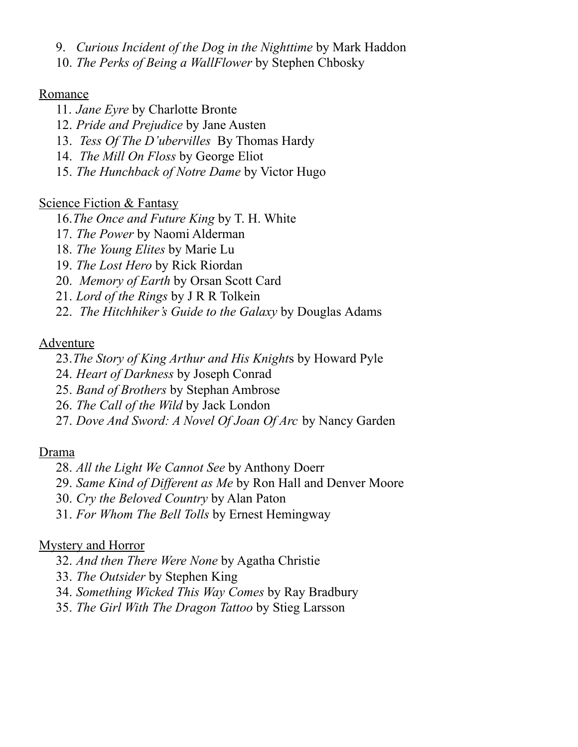9. *Curious Incident of the Dog in the Nighttime* by Mark Haddon
10. *The Perks of Being a WallFlower* by Stephen Chbosky

<u>Romance</u>

11. *Jane Eyre* by Charlotte Bronte
12. *Pride and Prejudice* by Jane Austen
13. *Tess Of The D'ubervilles* By Thomas Hardy
14. *The Mill On Floss* by George Eliot
15. *The Hunchback of Notre Dame* by Victor Hugo

<u>Science Fiction & Fantasy</u>

16. *The Once and Future King* by T. H. White
17. *The Power* by Naomi Alderman
18. *The Young Elites* by Marie Lu
19. *The Lost Hero* by Rick Riordan
20. *Memory of Earth* by Orsan Scott Card
21. *Lord of the Rings* by J R R Tolkein
22. *The Hitchhiker's Guide to the Galaxy* by Douglas Adams

<u>Adventure</u>

23. *The Story of King Arthur and His Knight*s by Howard Pyle
24. *Heart of Darkness* by Joseph Conrad
25. *Band of Brothers* by Stephan Ambrose
26. *The Call of the Wild* by Jack London
27. *Dove And Sword: A Novel Of Joan Of Arc* by Nancy Garden

<u>Drama</u>

28. *All the Light We Cannot See* by Anthony Doerr
29. *Same Kind of Different as Me* by Ron Hall and Denver Moore
30. *Cry the Beloved Country* by Alan Paton
31. *For Whom The Bell Tolls* by Ernest Hemingway

<u>Mystery and Horror</u>

32. *And then There Were None* by Agatha Christie
33. *The Outsider* by Stephen King
34. *Something Wicked This Way Comes* by Ray Bradbury
35. *The Girl With The Dragon Tattoo* by Stieg Larsson